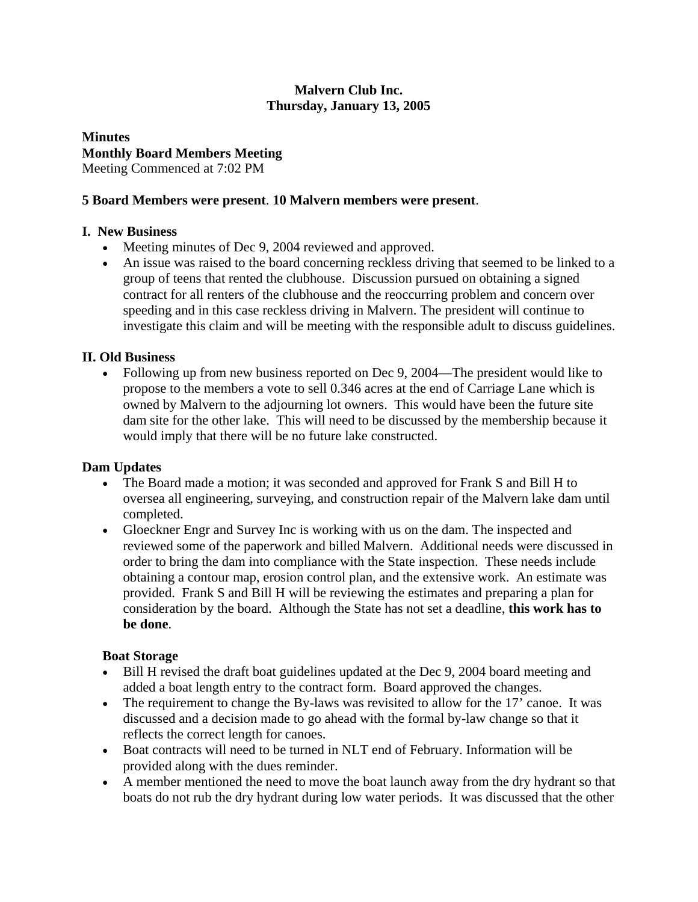**Malvern Club Inc.**
**Thursday, January 13, 2005**

**Minutes**
**Monthly Board Members Meeting**
Meeting Commenced at 7:02 PM

**5 Board Members were present**. **10 Malvern members were present**.

**I. New Business**

- Meeting minutes of Dec 9, 2004 reviewed and approved.
- An issue was raised to the board concerning reckless driving that seemed to be linked to a group of teens that rented the clubhouse. Discussion pursued on obtaining a signed contract for all renters of the clubhouse and the reoccurring problem and concern over speeding and in this case reckless driving in Malvern. The president will continue to investigate this claim and will be meeting with the responsible adult to discuss guidelines.

**II. Old Business**

- Following up from new business reported on Dec 9, 2004—The president would like to propose to the members a vote to sell 0.346 acres at the end of Carriage Lane which is owned by Malvern to the adjourning lot owners. This would have been the future site dam site for the other lake. This will need to be discussed by the membership because it would imply that there will be no future lake constructed.

**Dam Updates**

- The Board made a motion; it was seconded and approved for Frank S and Bill H to oversea all engineering, surveying, and construction repair of the Malvern lake dam until completed.
- Gloeckner Engr and Survey Inc is working with us on the dam. The inspected and reviewed some of the paperwork and billed Malvern. Additional needs were discussed in order to bring the dam into compliance with the State inspection. These needs include obtaining a contour map, erosion control plan, and the extensive work. An estimate was provided. Frank S and Bill H will be reviewing the estimates and preparing a plan for consideration by the board. Although the State has not set a deadline, **this work has to be done**.

**Boat Storage**

- Bill H revised the draft boat guidelines updated at the Dec 9, 2004 board meeting and added a boat length entry to the contract form. Board approved the changes.
- The requirement to change the By-laws was revisited to allow for the 17' canoe. It was discussed and a decision made to go ahead with the formal by-law change so that it reflects the correct length for canoes.
- Boat contracts will need to be turned in NLT end of February. Information will be provided along with the dues reminder.
- A member mentioned the need to move the boat launch away from the dry hydrant so that boats do not rub the dry hydrant during low water periods. It was discussed that the other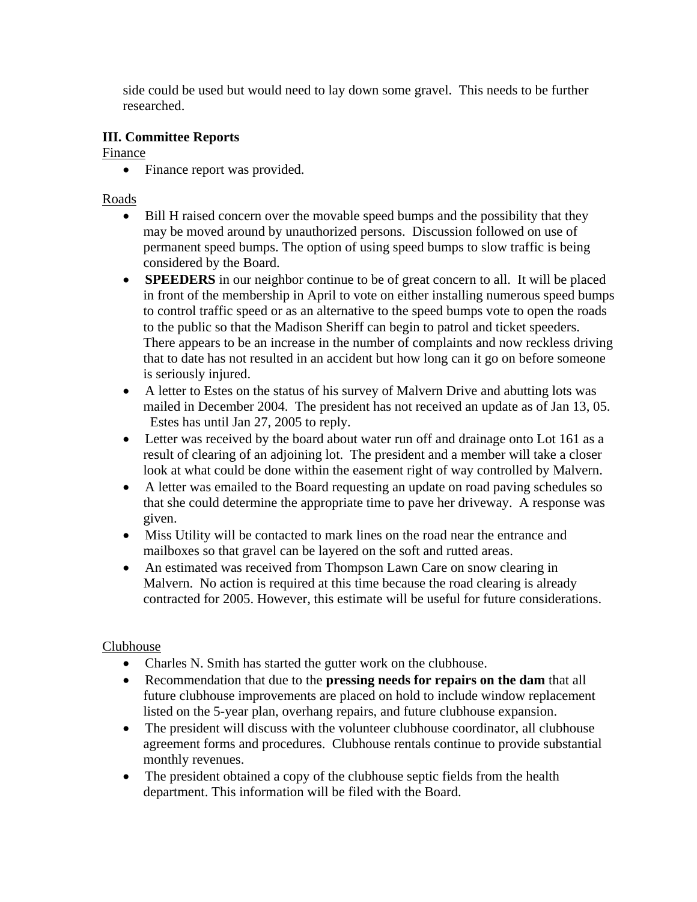side could be used but would need to lay down some gravel. This needs to be further researched.

**III. Committee Reports**

Finance

- Finance report was provided.

Roads

- Bill H raised concern over the movable speed bumps and the possibility that they may be moved around by unauthorized persons. Discussion followed on use of permanent speed bumps. The option of using speed bumps to slow traffic is being considered by the Board.
- **SPEEDERS** in our neighbor continue to be of great concern to all. It will be placed in front of the membership in April to vote on either installing numerous speed bumps to control traffic speed or as an alternative to the speed bumps vote to open the roads to the public so that the Madison Sheriff can begin to patrol and ticket speeders. There appears to be an increase in the number of complaints and now reckless driving that to date has not resulted in an accident but how long can it go on before someone is seriously injured.
- A letter to Estes on the status of his survey of Malvern Drive and abutting lots was mailed in December 2004. The president has not received an update as of Jan 13, 05. Estes has until Jan 27, 2005 to reply.
- Letter was received by the board about water run off and drainage onto Lot 161 as a result of clearing of an adjoining lot. The president and a member will take a closer look at what could be done within the easement right of way controlled by Malvern.
- A letter was emailed to the Board requesting an update on road paving schedules so that she could determine the appropriate time to pave her driveway. A response was given.
- Miss Utility will be contacted to mark lines on the road near the entrance and mailboxes so that gravel can be layered on the soft and rutted areas.
- An estimated was received from Thompson Lawn Care on snow clearing in Malvern. No action is required at this time because the road clearing is already contracted for 2005. However, this estimate will be useful for future considerations.

Clubhouse

- Charles N. Smith has started the gutter work on the clubhouse.
- Recommendation that due to the **pressing needs for repairs on the dam** that all future clubhouse improvements are placed on hold to include window replacement listed on the 5-year plan, overhang repairs, and future clubhouse expansion.
- The president will discuss with the volunteer clubhouse coordinator, all clubhouse agreement forms and procedures. Clubhouse rentals continue to provide substantial monthly revenues.
- The president obtained a copy of the clubhouse septic fields from the health department. This information will be filed with the Board.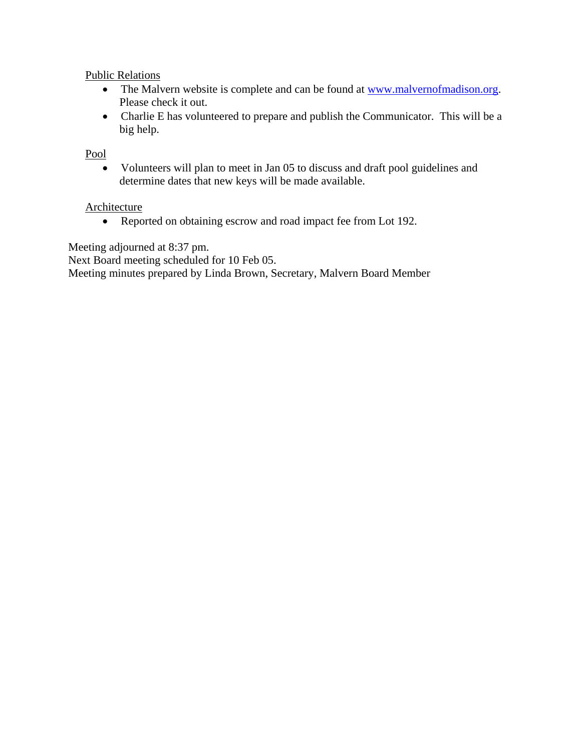<u>Public Relations</u>

- The Malvern website is complete and can be found at [www.malvernofmadison.org](http://www.malvernofmadison.org). Please check it out.
- Charlie E has volunteered to prepare and publish the Communicator. This will be a big help.

<u>Pool</u>

- Volunteers will plan to meet in Jan 05 to discuss and draft pool guidelines and determine dates that new keys will be made available.

<u>Architecture</u>

- Reported on obtaining escrow and road impact fee from Lot 192.

Meeting adjourned at 8:37 pm.
Next Board meeting scheduled for 10 Feb 05.
Meeting minutes prepared by Linda Brown, Secretary, Malvern Board Member